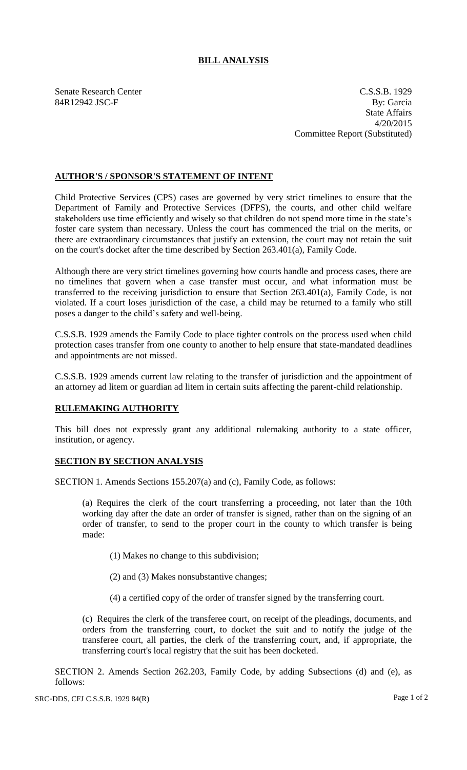# BILL ANALYSIS

Senate Research Center
84R12942 JSC-F

C.S.S.B. 1929
By: Garcia
State Affairs
4/20/2015
Committee Report (Substituted)

## AUTHOR'S / SPONSOR'S STATEMENT OF INTENT

Child Protective Services (CPS) cases are governed by very strict timelines to ensure that the Department of Family and Protective Services (DFPS), the courts, and other child welfare stakeholders use time efficiently and wisely so that children do not spend more time in the state's foster care system than necessary. Unless the court has commenced the trial on the merits, or there are extraordinary circumstances that justify an extension, the court may not retain the suit on the court's docket after the time described by Section 263.401(a), Family Code.

Although there are very strict timelines governing how courts handle and process cases, there are no timelines that govern when a case transfer must occur, and what information must be transferred to the receiving jurisdiction to ensure that Section 263.401(a), Family Code, is not violated. If a court loses jurisdiction of the case, a child may be returned to a family who still poses a danger to the child's safety and well-being.

C.S.S.B. 1929 amends the Family Code to place tighter controls on the process used when child protection cases transfer from one county to another to help ensure that state-mandated deadlines and appointments are not missed.

C.S.S.B. 1929 amends current law relating to the transfer of jurisdiction and the appointment of an attorney ad litem or guardian ad litem in certain suits affecting the parent-child relationship.

## RULEMAKING AUTHORITY

This bill does not expressly grant any additional rulemaking authority to a state officer, institution, or agency.

## SECTION BY SECTION ANALYSIS

SECTION 1. Amends Sections 155.207(a) and (c), Family Code, as follows:

(a) Requires the clerk of the court transferring a proceeding, not later than the 10th working day after the date an order of transfer is signed, rather than on the signing of an order of transfer, to send to the proper court in the county to which transfer is being made:

(1) Makes no change to this subdivision;

(2) and (3) Makes nonsubstantive changes;

(4) a certified copy of the order of transfer signed by the transferring court.

(c) Requires the clerk of the transferee court, on receipt of the pleadings, documents, and orders from the transferring court, to docket the suit and to notify the judge of the transferee court, all parties, the clerk of the transferring court, and, if appropriate, the transferring court's local registry that the suit has been docketed.

SECTION 2. Amends Section 262.203, Family Code, by adding Subsections (d) and (e), as follows: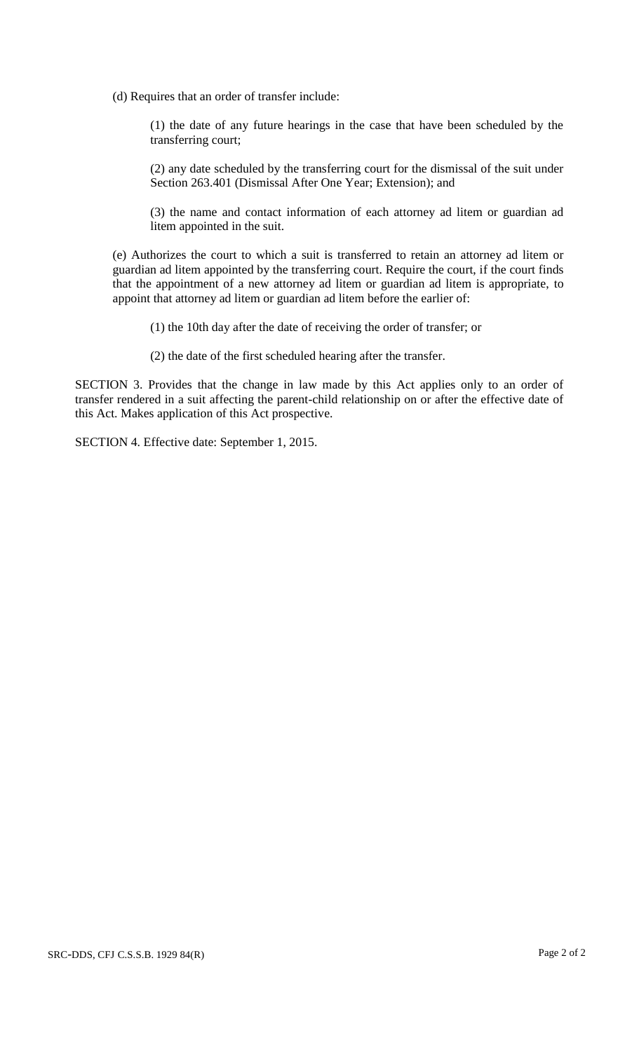(d) Requires that an order of transfer include:

(1) the date of any future hearings in the case that have been scheduled by the transferring court;

(2) any date scheduled by the transferring court for the dismissal of the suit under Section 263.401 (Dismissal After One Year; Extension); and

(3) the name and contact information of each attorney ad litem or guardian ad litem appointed in the suit.

(e) Authorizes the court to which a suit is transferred to retain an attorney ad litem or guardian ad litem appointed by the transferring court. Require the court, if the court finds that the appointment of a new attorney ad litem or guardian ad litem is appropriate, to appoint that attorney ad litem or guardian ad litem before the earlier of:

(1) the 10th day after the date of receiving the order of transfer; or

(2) the date of the first scheduled hearing after the transfer.

SECTION 3. Provides that the change in law made by this Act applies only to an order of transfer rendered in a suit affecting the parent-child relationship on or after the effective date of this Act. Makes application of this Act prospective.

SECTION 4. Effective date: September 1, 2015.